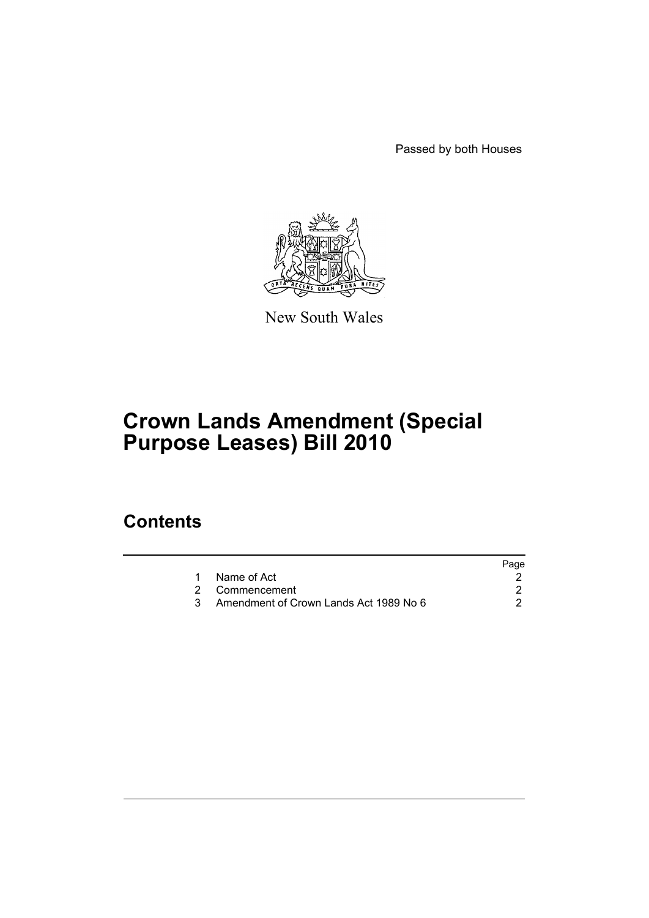Passed by both Houses

New South Wales

# Crown Lands Amendment (Special Purpose Leases) Bill 2010

## Contents

| | | Page |
|---|---|---|
| 1 | Name of Act | 2 |
| 2 | Commencement | 2 |
| 3 | Amendment of Crown Lands Act 1989 No 6 | 2 |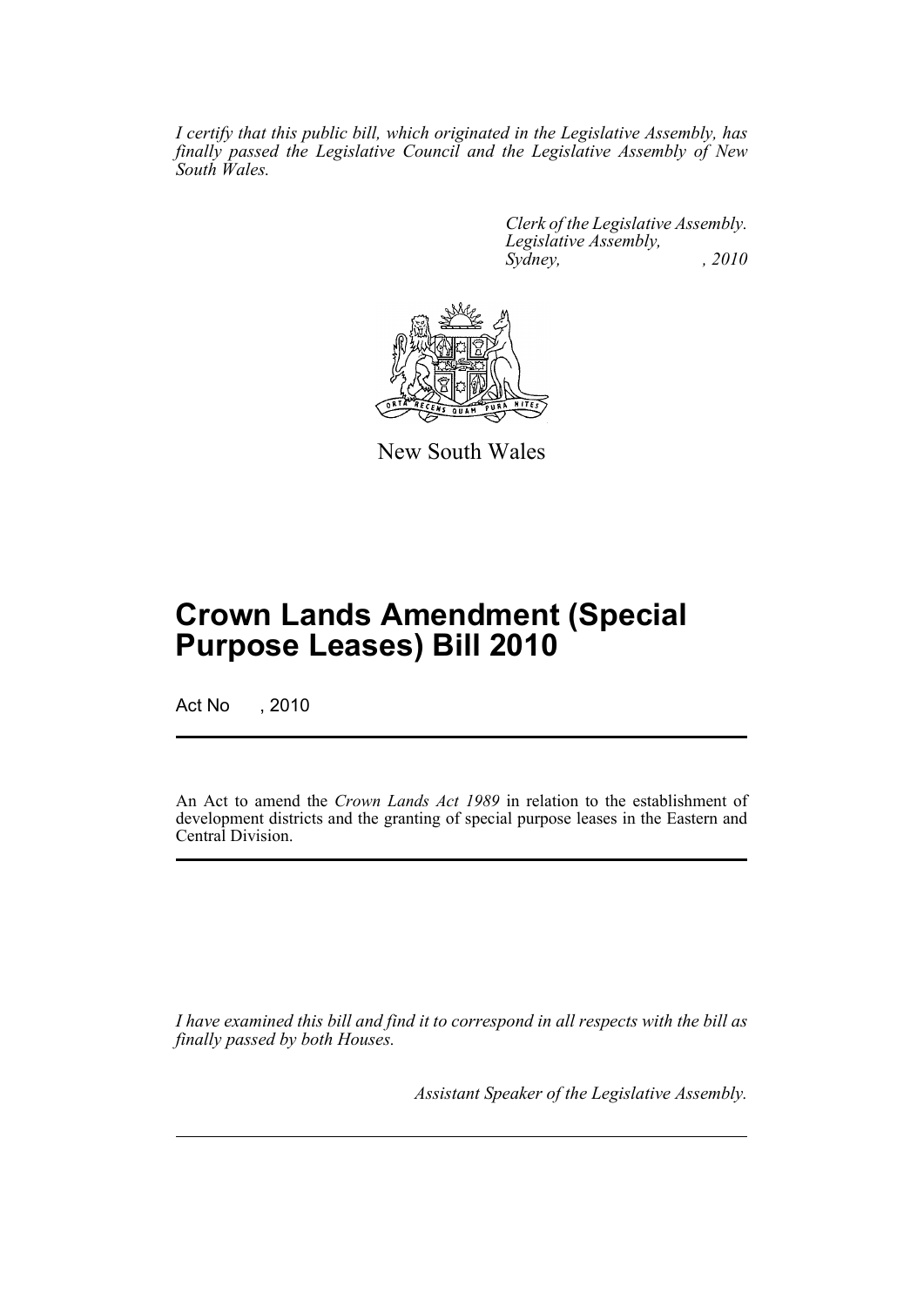*I certify that this public bill, which originated in the Legislative Assembly, has finally passed the Legislative Council and the Legislative Assembly of New South Wales.*

*Clerk of the Legislative Assembly.*
*Legislative Assembly,*
*Sydney, , 2010*

New South Wales

# Crown Lands Amendment (Special Purpose Leases) Bill 2010

Act No , 2010

An Act to amend the *Crown Lands Act 1989* in relation to the establishment of development districts and the granting of special purpose leases in the Eastern and Central Division.

*I have examined this bill and find it to correspond in all respects with the bill as finally passed by both Houses.*

*Assistant Speaker of the Legislative Assembly.*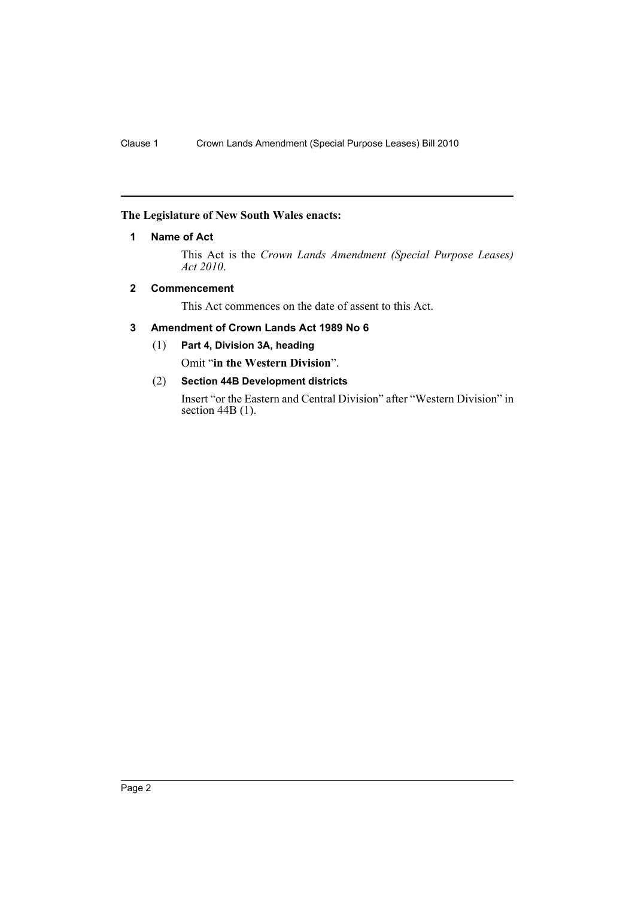**The Legislature of New South Wales enacts:**

## 1 Name of Act

This Act is the *Crown Lands Amendment (Special Purpose Leases) Act 2010*.

## 2 Commencement

This Act commences on the date of assent to this Act.

## 3 Amendment of Crown Lands Act 1989 No 6

### (1) Part 4, Division 3A, heading

Omit "**in the Western Division**".

### (2) Section 44B Development districts

Insert "or the Eastern and Central Division" after "Western Division" in section 44B (1).